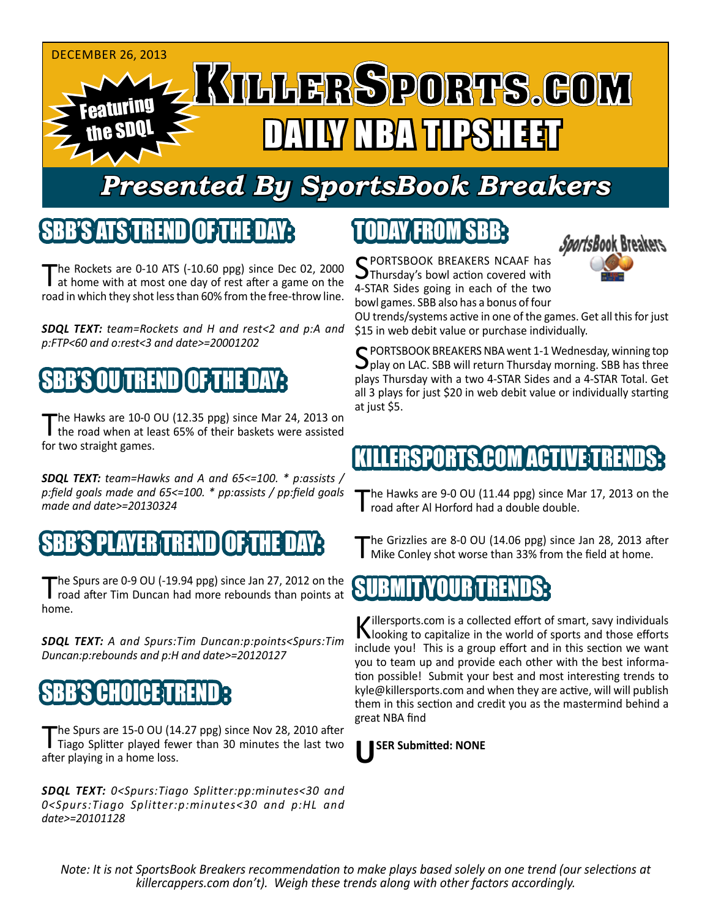DECEMBER 26, 2013

Featuring the SDQL

# KILLERSPORTS.COM DAILY NBA TIPSHEET

## Presented By SportsBook Breakers

## SBB'S ATS TREND OF THE DAY:

The Rockets are 0-10 ATS (-10.60 ppg) since Dec 02, 2000 at home with at most one day of rest after a game on the road in which they shot less than 60% from the free-throw line.

***SDQL TEXT:*** *team=Rockets and H and rest<2 and p:A and p:FTP<60 and o:rest<3 and date>=20001202*

## SBB'S OU TREND OF THE DAY:

The Hawks are 10-0 OU (12.35 ppg) since Mar 24, 2013 on the road when at least 65% of their baskets were assisted for two straight games.

***SDQL TEXT:*** *team=Hawks and A and 65<=100. * p:assists / p:field goals made and 65<=100. * pp:assists / pp:field goals made and date>=20130324*

## SBB'S PLAYER TREND OF THE DAY:

The Spurs are 0-9 OU (-19.94 ppg) since Jan 27, 2012 on the road after Tim Duncan had more rebounds than points at home.

***SDQL TEXT:*** *A and Spurs:Tim Duncan:p:points<Spurs:Tim Duncan:p:rebounds and p:H and date>=20120127*

## SBB'S CHOICE TREND:

The Spurs are 15-0 OU (14.27 ppg) since Nov 28, 2010 after Tiago Splitter played fewer than 30 minutes the last two after playing in a home loss.

***SDQL TEXT:*** *0<Spurs:Tiago Splitter:pp:minutes<30 and 0<Spurs:Tiago Splitter:p:minutes<30 and p:HL and date>=20101128*

## TODAY FROM SBB:

SPORTSBOOK BREAKERS NCAAF has Thursday's bowl action covered with 4-STAR Sides going in each of the two bowl games. SBB also has a bonus of four OU trends/systems active in one of the games. Get all this for just $15 in web debit value or purchase individually.

SPORTSBOOK BREAKERS NBA went 1-1 Wednesday, winning top play on LAC. SBB will return Thursday morning. SBB has three plays Thursday with a two 4-STAR Sides and a 4-STAR Total. Get all 3 plays for just $20 in web debit value or individually starting at just $5.

## KILLERSPORTS.COM ACTIVE TRENDS:

The Hawks are 9-0 OU (11.44 ppg) since Mar 17, 2013 on the road after Al Horford had a double double.

The Grizzlies are 8-0 OU (14.06 ppg) since Jan 28, 2013 after Mike Conley shot worse than 33% from the field at home.

## SUBMIT YOUR TRENDS:

Killersports.com is a collected effort of smart, savy individuals looking to capitalize in the world of sports and those efforts include you! This is a group effort and in this section we want you to team up and provide each other with the best information possible! Submit your best and most interesting trends to kyle@killersports.com and when they are active, will will publish them in this section and credit you as the mastermind behind a great NBA find

**USER Submitted: NONE**

*Note: It is not SportsBook Breakers recommendation to make plays based solely on one trend (our selections at killercappers.com don't). Weigh these trends along with other factors accordingly.*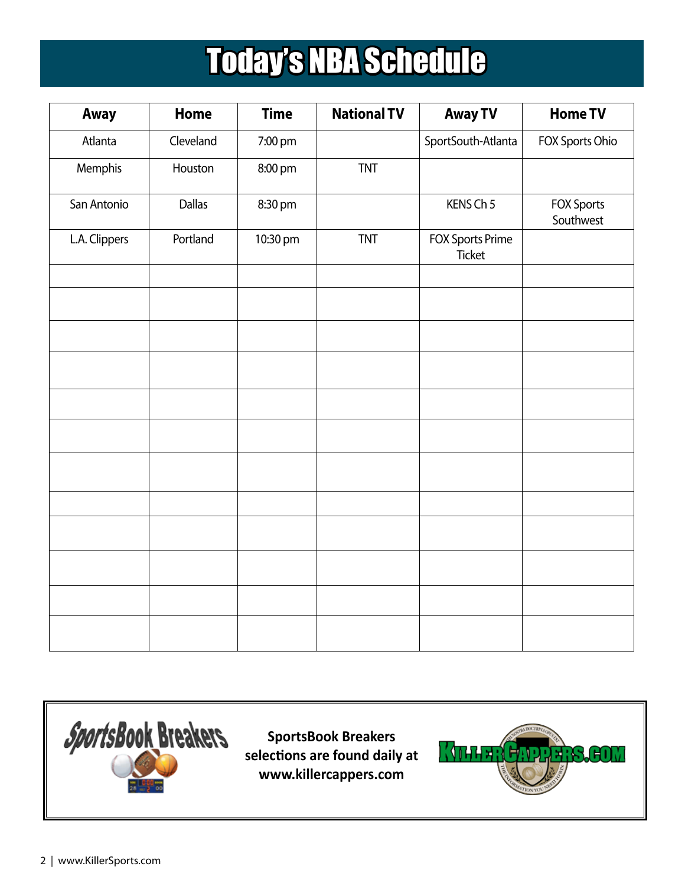# Today's NBA Schedule

| Away | Home | Time | National TV | Away TV | Home TV |
|---|---|---|---|---|---|
| Atlanta | Cleveland | 7:00 pm | | SportSouth-Atlanta | FOX Sports Ohio |
| Memphis | Houston | 8:00 pm | TNT | | |
| San Antonio | Dallas | 8:30 pm | | KENS Ch 5 | FOX Sports Southwest |
| L.A. Clippers | Portland | 10:30 pm | TNT | FOX Sports Prime Ticket | |
| | | | | | |
| | | | | | |
| | | | | | |
| | | | | | |
| | | | | | |
| | | | | | |
| | | | | | |
| | | | | | |
| | | | | | |
| | | | | | |
| | | | | | |
| | | | | | |

SportsBook Breakers

**SportsBook Breakers selections are found daily at www.killercappers.com**

KILLERCAPPERS.COM

www.KillerSports.com